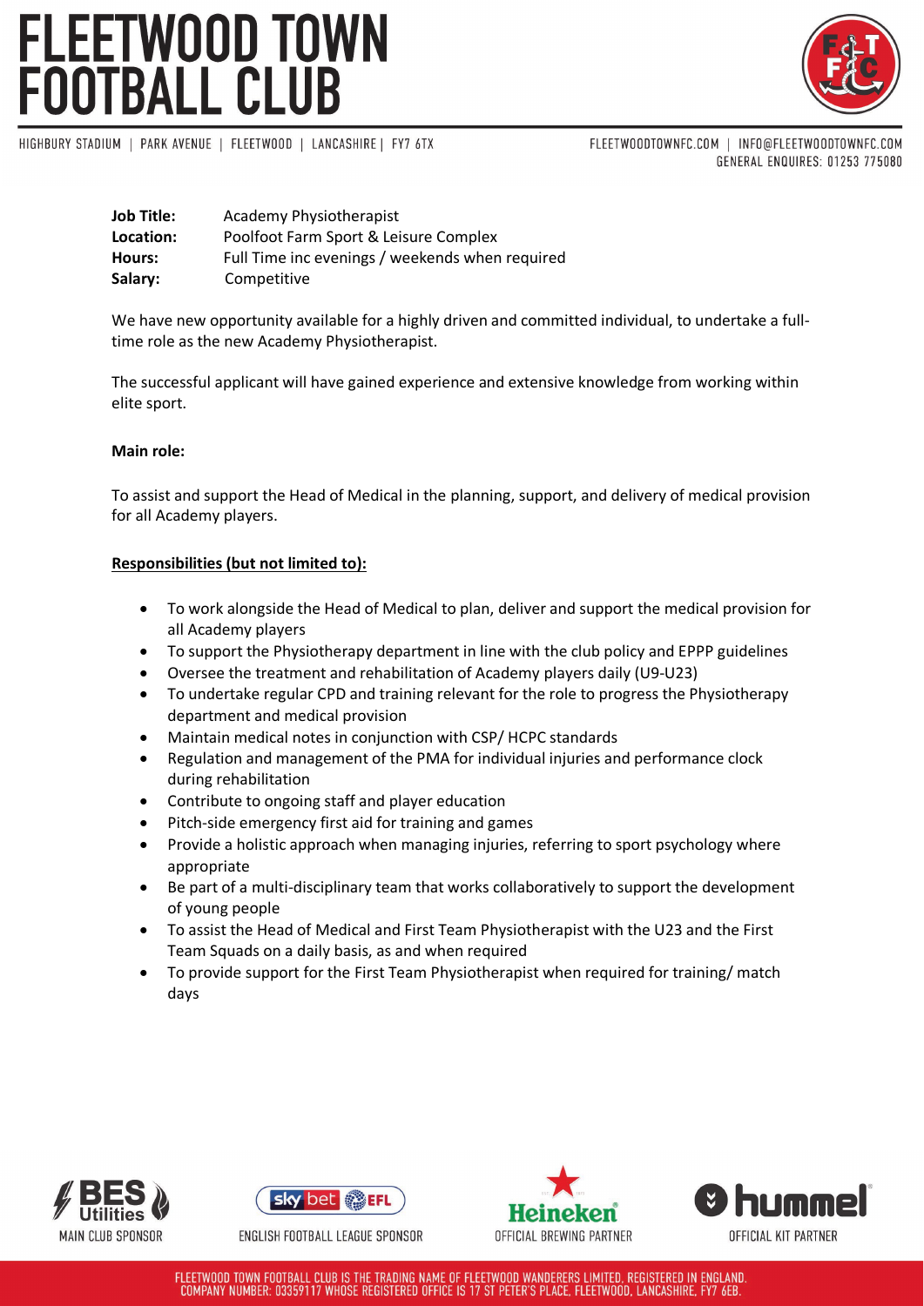# FLEETWOOD TOWN FOOTBALL CLUB

HIGHBURY STADIUM | PARK AVENUE | FLEETWOOD | LANCASHIRE | FY7 6TX

FLEETWOODTOWNFC.COM | INFO@FLEETWOODTOWNFC.COM
GENERAL ENQUIRES: 01253 775080

**Job Title:** Academy Physiotherapist
**Location:** Poolfoot Farm Sport & Leisure Complex
**Hours:** Full Time inc evenings / weekends when required
**Salary:** Competitive

We have new opportunity available for a highly driven and committed individual, to undertake a full-time role as the new Academy Physiotherapist.

The successful applicant will have gained experience and extensive knowledge from working within elite sport.

**Main role:**

To assist and support the Head of Medical in the planning, support, and delivery of medical provision for all Academy players.

**Responsibilities (but not limited to):**

- To work alongside the Head of Medical to plan, deliver and support the medical provision for all Academy players
- To support the Physiotherapy department in line with the club policy and EPPP guidelines
- Oversee the treatment and rehabilitation of Academy players daily (U9-U23)
- To undertake regular CPD and training relevant for the role to progress the Physiotherapy department and medical provision
- Maintain medical notes in conjunction with CSP/ HCPC standards
- Regulation and management of the PMA for individual injuries and performance clock during rehabilitation
- Contribute to ongoing staff and player education
- Pitch-side emergency first aid for training and games
- Provide a holistic approach when managing injuries, referring to sport psychology where appropriate
- Be part of a multi-disciplinary team that works collaboratively to support the development of young people
- To assist the Head of Medical and First Team Physiotherapist with the U23 and the First Team Squads on a daily basis, as and when required
- To provide support for the First Team Physiotherapist when required for training/ match days

MAIN CLUB SPONSOR | ENGLISH FOOTBALL LEAGUE SPONSOR | OFFICIAL BREWING PARTNER | OFFICIAL KIT PARTNER

FLEETWOOD TOWN FOOTBALL CLUB IS THE TRADING NAME OF FLEETWOOD WANDERERS LIMITED, REGISTERED IN ENGLAND. COMPANY NUMBER: 03359117 WHOSE REGISTERED OFFICE IS 17 ST PETER'S PLACE, FLEETWOOD, LANCASHIRE, FY7 6EB.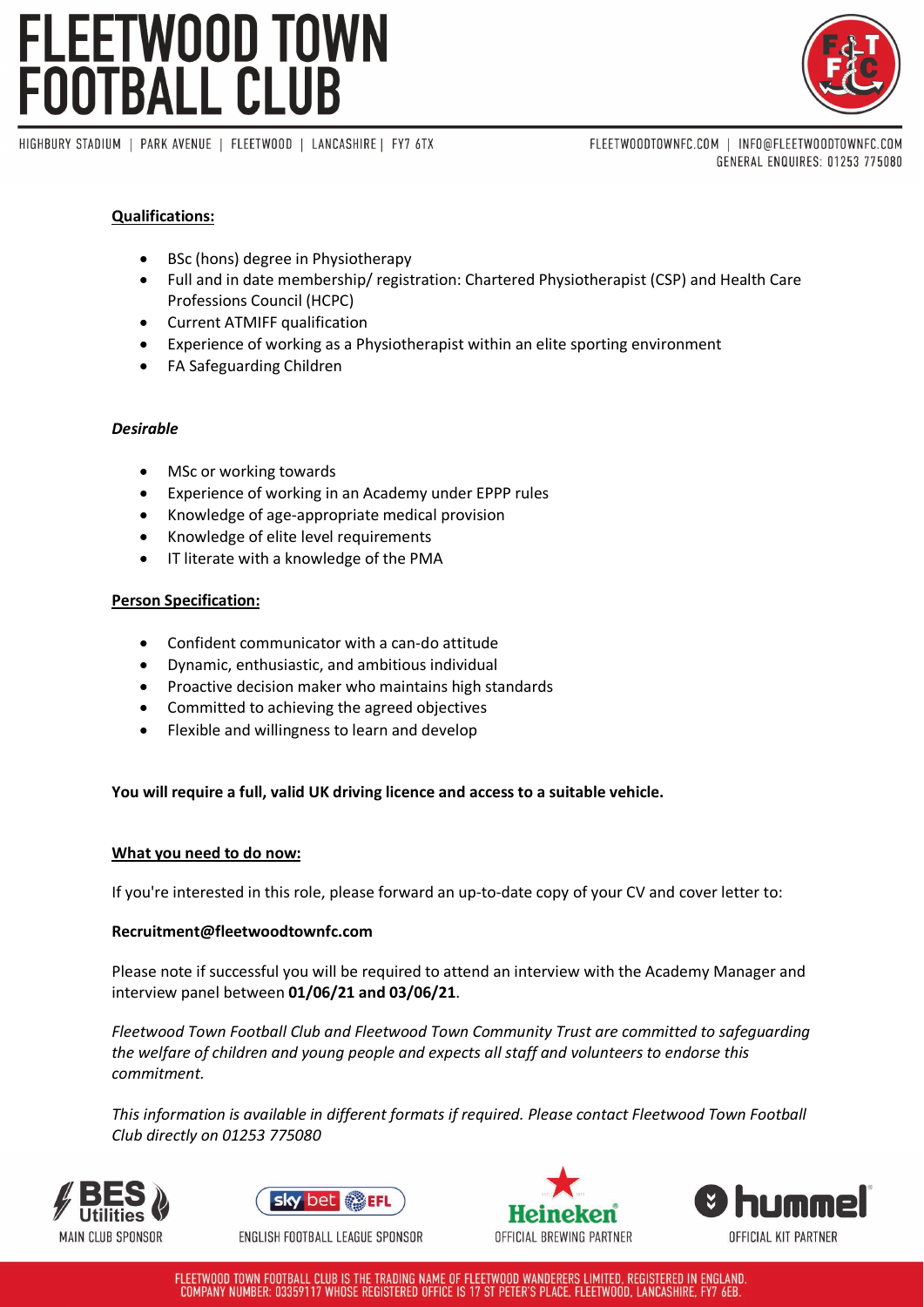**Qualifications:**

- BSc (hons) degree in Physiotherapy
- Full and in date membership/ registration: Chartered Physiotherapist (CSP) and Health Care Professions Council (HCPC)
- Current ATMIFF qualification
- Experience of working as a Physiotherapist within an elite sporting environment
- FA Safeguarding Children

*Desirable*

- MSc or working towards
- Experience of working in an Academy under EPPP rules
- Knowledge of age-appropriate medical provision
- Knowledge of elite level requirements
- IT literate with a knowledge of the PMA

**Person Specification:**

- Confident communicator with a can-do attitude
- Dynamic, enthusiastic, and ambitious individual
- Proactive decision maker who maintains high standards
- Committed to achieving the agreed objectives
- Flexible and willingness to learn and develop

**You will require a full, valid UK driving licence and access to a suitable vehicle.**

**What you need to do now:**

If you're interested in this role, please forward an up-to-date copy of your CV and cover letter to:

**Recruitment@fleetwoodtownfc.com**

Please note if successful you will be required to attend an interview with the Academy Manager and interview panel between **01/06/21 and 03/06/21**.

*Fleetwood Town Football Club and Fleetwood Town Community Trust are committed to safeguarding the welfare of children and young people and expects all staff and volunteers to endorse this commitment.*

*This information is available in different formats if required. Please contact Fleetwood Town Football Club directly on 01253 775080*